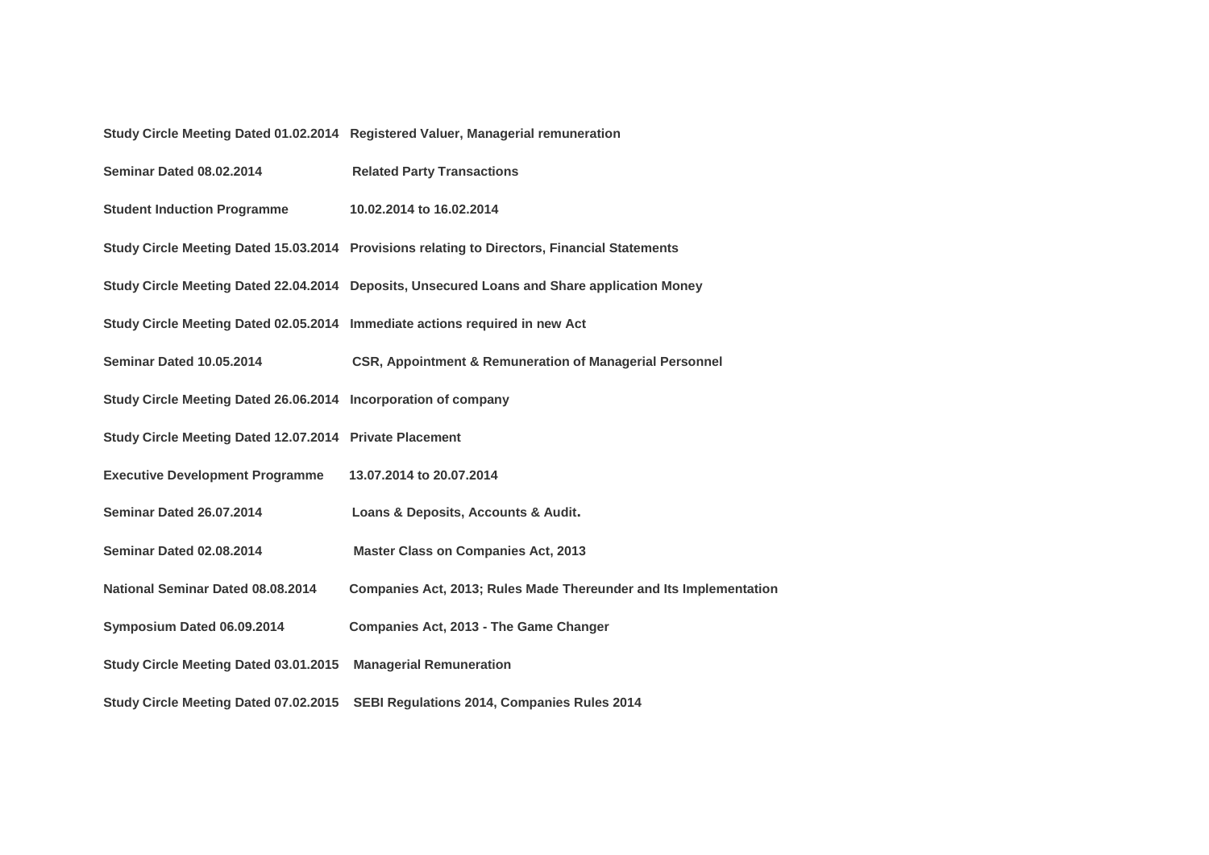| | |
|---|---|
| **Study Circle Meeting Dated 01.02.2014** | **Registered Valuer, Managerial remuneration** |
| **Seminar Dated 08.02.2014** | **Related Party Transactions** |
| **Student Induction Programme** | **10.02.2014 to 16.02.2014** |
| **Study Circle Meeting Dated 15.03.2014** | **Provisions relating to Directors, Financial Statements** |
| **Study Circle Meeting Dated 22.04.2014** | **Deposits, Unsecured Loans and Share application Money** |
| **Study Circle Meeting Dated 02.05.2014** | **Immediate actions required in new Act** |
| **Seminar Dated 10.05.2014** | **CSR, Appointment & Remuneration of Managerial Personnel** |
| **Study Circle Meeting Dated 26.06.2014** | **Incorporation of company** |
| **Study Circle Meeting Dated 12.07.2014** | **Private Placement** |
| **Executive Development Programme** | **13.07.2014 to 20.07.2014** |
| **Seminar Dated 26.07.2014** | **Loans & Deposits, Accounts & Audit.** |
| **Seminar Dated 02.08.2014** | **Master Class on Companies Act, 2013** |
| **National Seminar Dated 08.08.2014** | **Companies Act, 2013; Rules Made Thereunder and Its Implementation** |
| **Symposium Dated 06.09.2014** | **Companies Act, 2013 - The Game Changer** |
| **Study Circle Meeting Dated 03.01.2015** | **Managerial Remuneration** |
| **Study Circle Meeting Dated 07.02.2015** | **SEBI Regulations 2014, Companies Rules 2014** |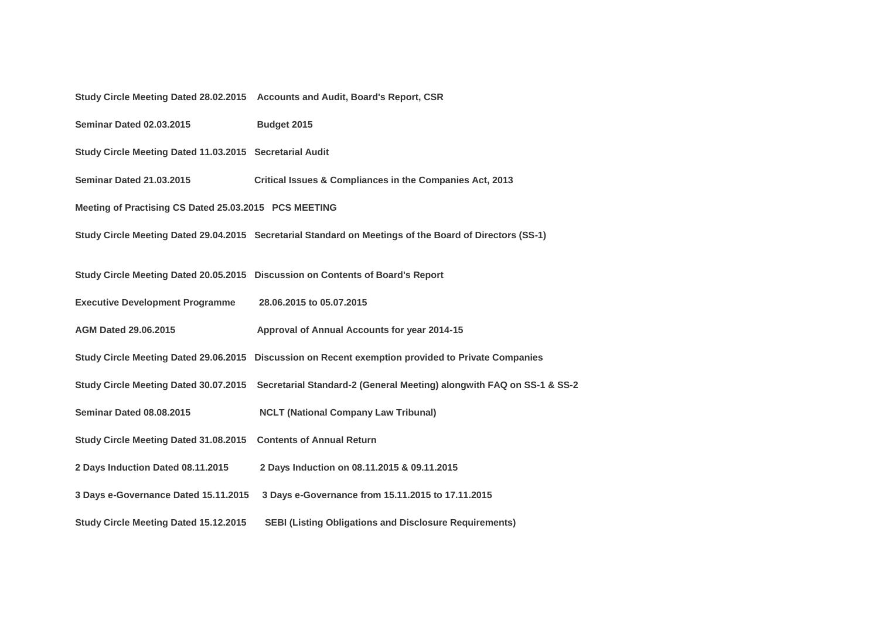**Study Circle Meeting Dated 28.02.2015 Accounts and Audit, Board's Report, CSR**

**Seminar Dated 02.03.2015 Budget 2015**

**Study Circle Meeting Dated 11.03.2015 Secretarial Audit**

**Seminar Dated 21.03.2015 Critical Issues & Compliances in the Companies Act, 2013**

**Meeting of Practising CS Dated 25.03.2015 PCS MEETING**

**Study Circle Meeting Dated 29.04.2015 Secretarial Standard on Meetings of the Board of Directors (SS-1)**

**Study Circle Meeting Dated 20.05.2015 Discussion on Contents of Board's Report**

**Executive Development Programme 28.06.2015 to 05.07.2015**

**AGM Dated 29.06.2015 Approval of Annual Accounts for year 2014-15**

**Study Circle Meeting Dated 29.06.2015 Discussion on Recent exemption provided to Private Companies**

**Study Circle Meeting Dated 30.07.2015 Secretarial Standard-2 (General Meeting) alongwith FAQ on SS-1 & SS-2**

**Seminar Dated 08.08.2015 NCLT (National Company Law Tribunal)**

**Study Circle Meeting Dated 31.08.2015 Contents of Annual Return**

**2 Days Induction Dated 08.11.2015 2 Days Induction on 08.11.2015 & 09.11.2015**

**3 Days e-Governance Dated 15.11.2015 3 Days e-Governance from 15.11.2015 to 17.11.2015**

**Study Circle Meeting Dated 15.12.2015 SEBI (Listing Obligations and Disclosure Requirements)**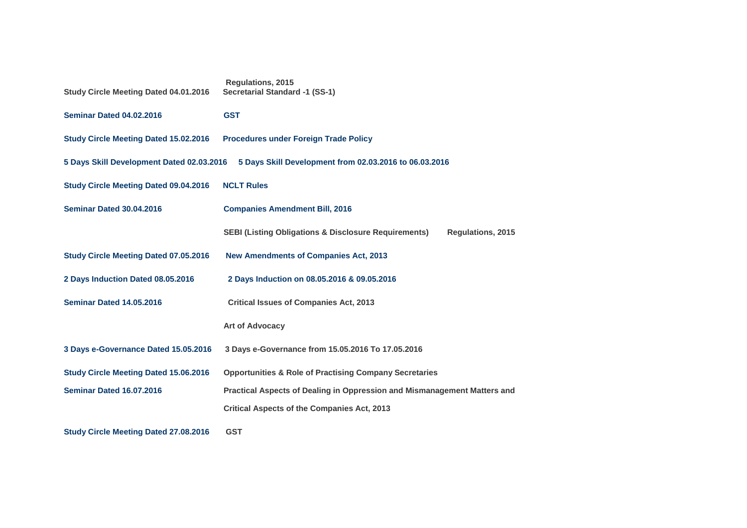| | |
|---|---|
| | Regulations, 2015 |
| Study Circle Meeting Dated 04.01.2016 | Secretarial Standard -1 (SS-1) |
| Seminar Dated 04.02.2016 | GST |
| Study Circle Meeting Dated 15.02.2016 | Procedures under Foreign Trade Policy |
| 5 Days Skill Development Dated 02.03.2016 | 5 Days Skill Development from 02.03.2016 to 06.03.2016 |
| Study Circle Meeting Dated 09.04.2016 | NCLT Rules |
| Seminar Dated 30.04.2016 | Companies Amendment Bill, 2016 |
| | SEBI (Listing Obligations & Disclosure Requirements) Regulations, 2015 |
| Study Circle Meeting Dated 07.05.2016 | New Amendments of Companies Act, 2013 |
| 2 Days Induction Dated 08.05.2016 | 2 Days Induction on 08.05.2016 & 09.05.2016 |
| Seminar Dated 14.05.2016 | Critical Issues of Companies Act, 2013 |
| | Art of Advocacy |
| 3 Days e-Governance Dated 15.05.2016 | 3 Days e-Governance from 15.05.2016 To 17.05.2016 |
| Study Circle Meeting Dated 15.06.2016 | Opportunities & Role of Practising Company Secretaries |
| Seminar Dated 16.07.2016 | Practical Aspects of Dealing in Oppression and Mismanagement Matters and |
| | Critical Aspects of the Companies Act, 2013 |
| Study Circle Meeting Dated 27.08.2016 | GST |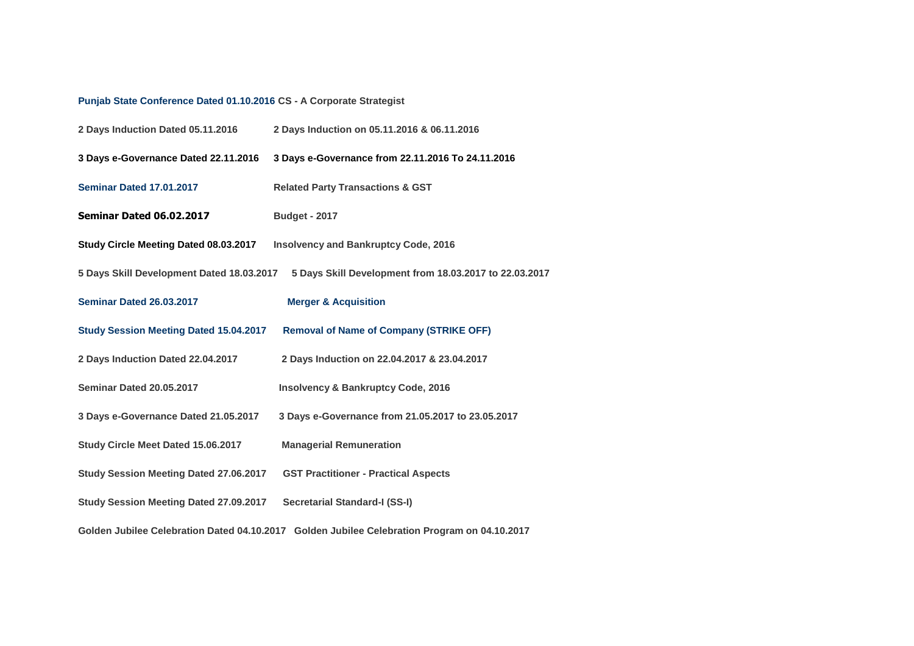| | |
|---|---|
| **Punjab State Conference Dated 01.10.2016** | **CS - A Corporate Strategist** |
| **2 Days Induction Dated 05.11.2016** | **2 Days Induction on 05.11.2016 & 06.11.2016** |
| **3 Days e-Governance Dated 22.11.2016** | **3 Days e-Governance from 22.11.2016 To 24.11.2016** |
| **Seminar Dated 17.01.2017** | **Related Party Transactions & GST** |
| **Seminar Dated 06.02.2017** | **Budget - 2017** |
| **Study Circle Meeting Dated 08.03.2017** | **Insolvency and Bankruptcy Code, 2016** |
| **5 Days Skill Development Dated 18.03.2017** | **5 Days Skill Development from 18.03.2017 to 22.03.2017** |
| **Seminar Dated 26.03.2017** | **Merger & Acquisition** |
| **Study Session Meeting Dated 15.04.2017** | **Removal of Name of Company (STRIKE OFF)** |
| **2 Days Induction Dated 22.04.2017** | **2 Days Induction on 22.04.2017 & 23.04.2017** |
| **Seminar Dated 20.05.2017** | **Insolvency & Bankruptcy Code, 2016** |
| **3 Days e-Governance Dated 21.05.2017** | **3 Days e-Governance from 21.05.2017 to 23.05.2017** |
| **Study Circle Meet Dated 15.06.2017** | **Managerial Remuneration** |
| **Study Session Meeting Dated 27.06.2017** | **GST Practitioner - Practical Aspects** |
| **Study Session Meeting Dated 27.09.2017** | **Secretarial Standard-I (SS-I)** |
| **Golden Jubilee Celebration Dated 04.10.2017** | **Golden Jubilee Celebration Program on 04.10.2017** |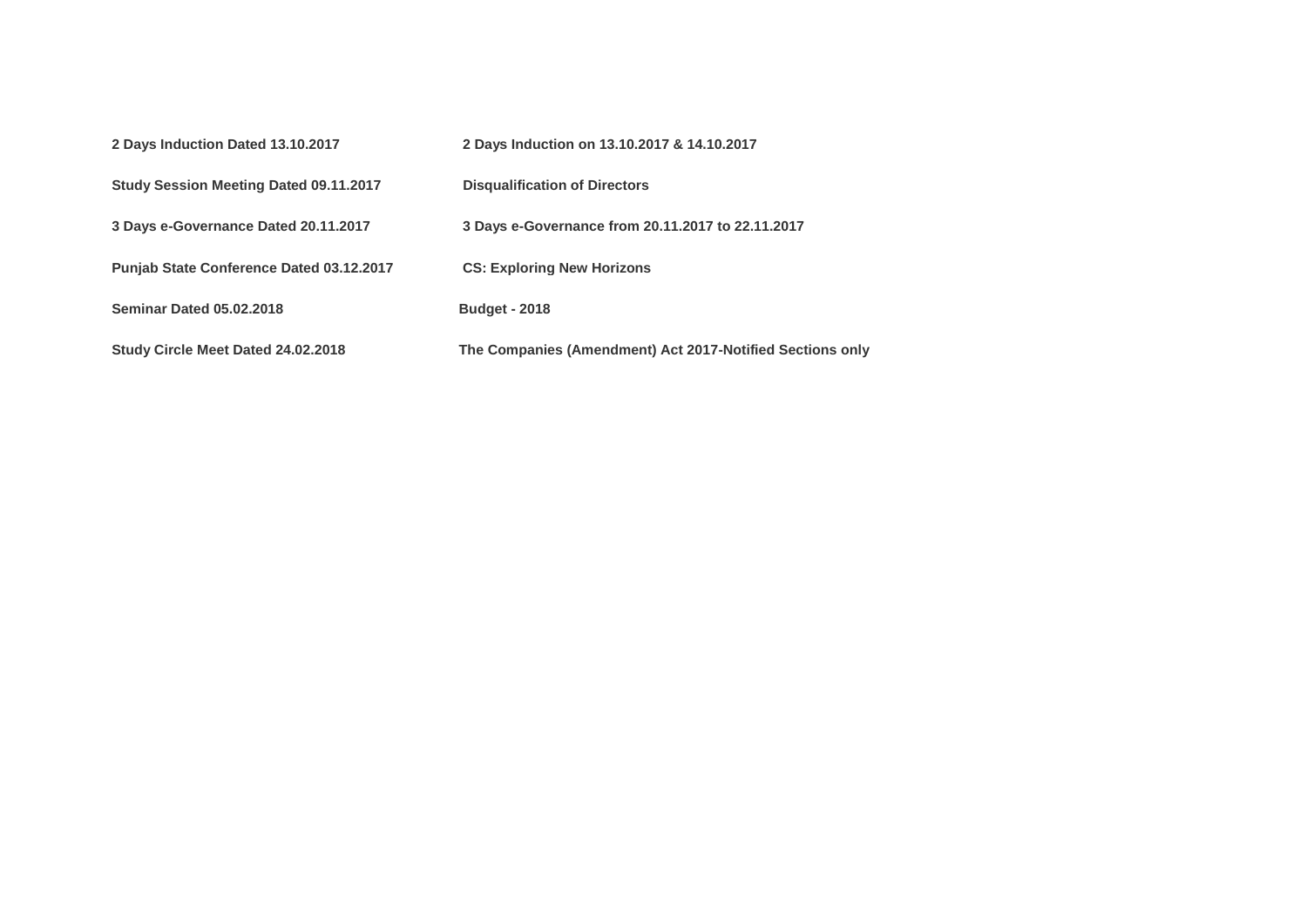| | |
|---|---|
| **2 Days Induction Dated 13.10.2017** | **2 Days Induction on 13.10.2017 & 14.10.2017** |
| **Study Session Meeting Dated 09.11.2017** | **Disqualification of Directors** |
| **3 Days e-Governance Dated 20.11.2017** | **3 Days e-Governance from 20.11.2017 to 22.11.2017** |
| **Punjab State Conference Dated 03.12.2017** | **CS: Exploring New Horizons** |
| **Seminar Dated 05.02.2018** | **Budget - 2018** |
| **Study Circle Meet Dated 24.02.2018** | **The Companies (Amendment) Act 2017-Notified Sections only** |